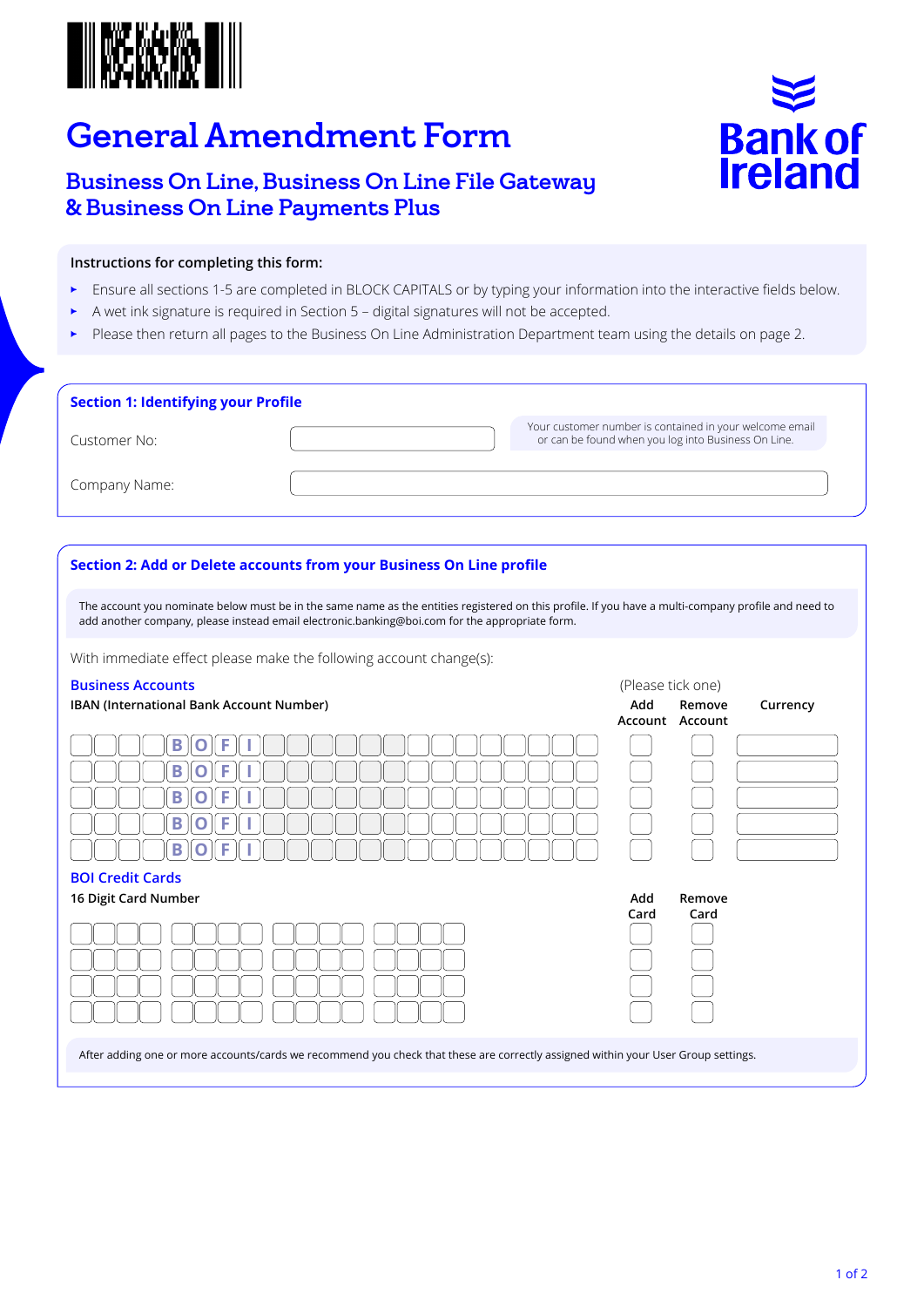# General Amendment Form

## Business On Line, Business On Line File Gateway & Business On Line Payments Plus

**Instructions for completing this form:**

- Ensure all sections 1-5 are completed in BLOCK CAPITALS or by typing your information into the interactive fields below.
- A wet ink signature is required in Section 5 – digital signatures will not be accepted.
- Please then return all pages to the Business On Line Administration Department team using the details on page 2.

### Section 1: Identifying your Profile

Customer No: \_\_\_\_\_\_\_\_\_\_\_\_

Your customer number is contained in your welcome email or can be found when you log into Business On Line.

Company Name: \_\_\_\_\_\_\_\_\_\_\_\_

### Section 2: Add or Delete accounts from your Business On Line profile

The account you nominate below must be in the same name as the entities registered on this profile. If you have a multi-company profile and need to add another company, please instead email electronic.banking@boi.com for the appropriate form.

With immediate effect please make the following account change(s):

**Business Accounts**

| IBAN (International Bank Account Number) | Add Account (Please tick one) | Remove Account | Currency |
|---|---|---|---|
| \_ \_ \_ \_ B O F I \_ \_ \_ \_ \_ \_ \_ \_ \_ \_ \_ \_ \_ \_ | | | |
| \_ \_ \_ \_ B O F I \_ \_ \_ \_ \_ \_ \_ \_ \_ \_ \_ \_ \_ \_ | | | |
| \_ \_ \_ \_ B O F I \_ \_ \_ \_ \_ \_ \_ \_ \_ \_ \_ \_ \_ \_ | | | |
| \_ \_ \_ \_ B O F I \_ \_ \_ \_ \_ \_ \_ \_ \_ \_ \_ \_ \_ \_ | | | |
| \_ \_ \_ \_ B O F I \_ \_ \_ \_ \_ \_ \_ \_ \_ \_ \_ \_ \_ \_ | | | |

**BOI Credit Cards**

| 16 Digit Card Number | Add Card | Remove Card |
|---|---|---|
| | | |
| | | |
| | | |
| | | |

After adding one or more accounts/cards we recommend you check that these are correctly assigned within your User Group settings.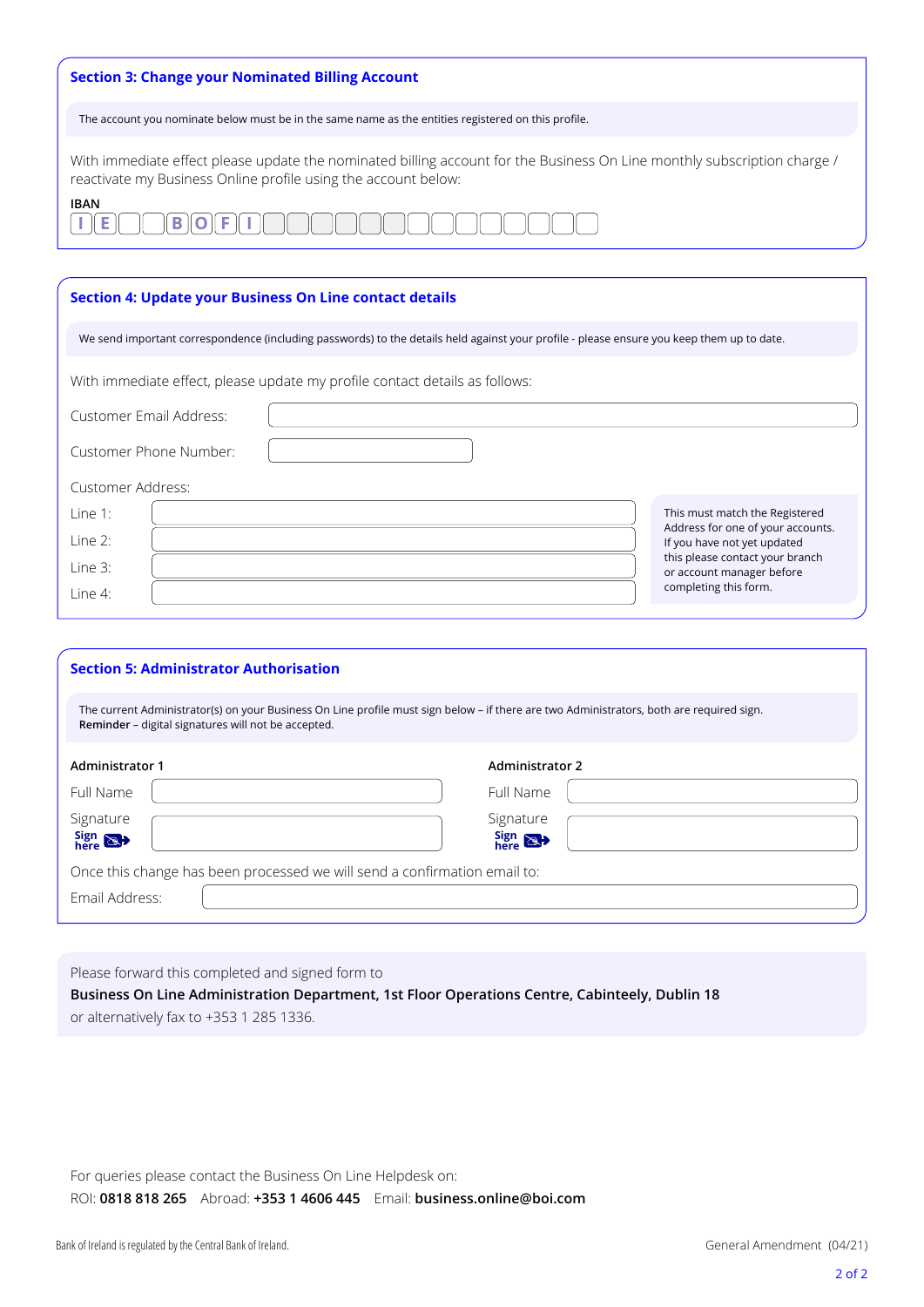## Section 3: Change your Nominated Billing Account

The account you nominate below must be in the same name as the entities registered on this profile.

With immediate effect please update the nominated billing account for the Business On Line monthly subscription charge / reactivate my Business Online profile using the account below:

**IBAN**

I E _ _ B O F I _ _ _ _ _ _ _ _ _ _ _ _ _ _

## Section 4: Update your Business On Line contact details

We send important correspondence (including passwords) to the details held against your profile - please ensure you keep them up to date.

With immediate effect, please update my profile contact details as follows:

Customer Email Address:

Customer Phone Number:

Customer Address:

Line 1:

Line 2:

Line 3:

Line 4:

This must match the Registered Address for one of your accounts. If you have not yet updated this please contact your branch or account manager before completing this form.

## Section 5: Administrator Authorisation

The current Administrator(s) on your Business On Line profile must sign below – if there are two Administrators, both are required sign.
**Reminder** – digital signatures will not be accepted.

**Administrator 1**

Full Name

Signature

Sign here

**Administrator 2**

Full Name

Signature

Sign here

Once this change has been processed we will send a confirmation email to:

Email Address:

Please forward this completed and signed form to
**Business On Line Administration Department, 1st Floor Operations Centre, Cabinteely, Dublin 18**
or alternatively fax to +353 1 285 1336.

For queries please contact the Business On Line Helpdesk on:
ROI: **0818 818 265** Abroad: **+353 1 4606 445** Email: **business.online@boi.com**

Bank of Ireland is regulated by the Central Bank of Ireland.

General Amendment (04/21)